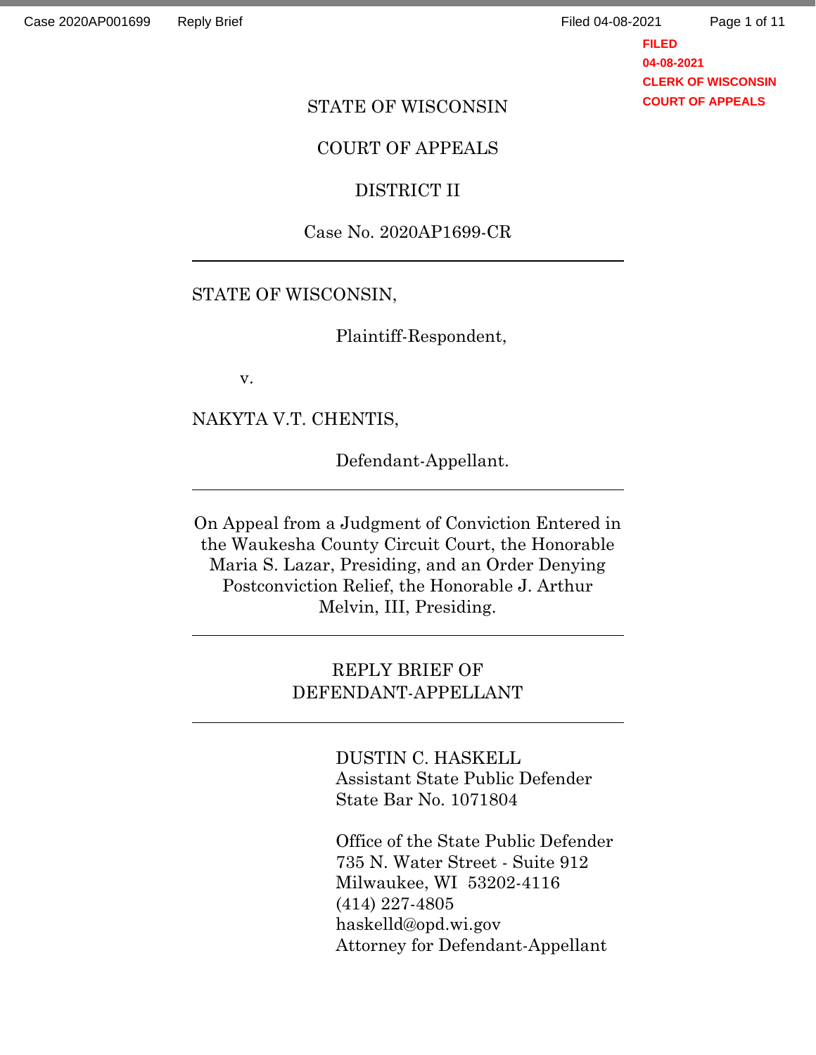STATE OF WISCONSIN

COURT OF APPEALS

DISTRICT II

Case No. 2020AP1699-CR

---

STATE OF WISCONSIN,

Plaintiff-Respondent,

v.

NAKYTA V.T. CHENTIS,

Defendant-Appellant.

---

On Appeal from a Judgment of Conviction Entered in the Waukesha County Circuit Court, the Honorable Maria S. Lazar, Presiding, and an Order Denying Postconviction Relief, the Honorable J. Arthur Melvin, III, Presiding.

---

REPLY BRIEF OF DEFENDANT-APPELLANT

---

DUSTIN C. HASKELL
Assistant State Public Defender
State Bar No. 1071804

Office of the State Public Defender
735 N. Water Street - Suite 912
Milwaukee, WI 53202-4116
(414) 227-4805
haskelld@opd.wi.gov
Attorney for Defendant-Appellant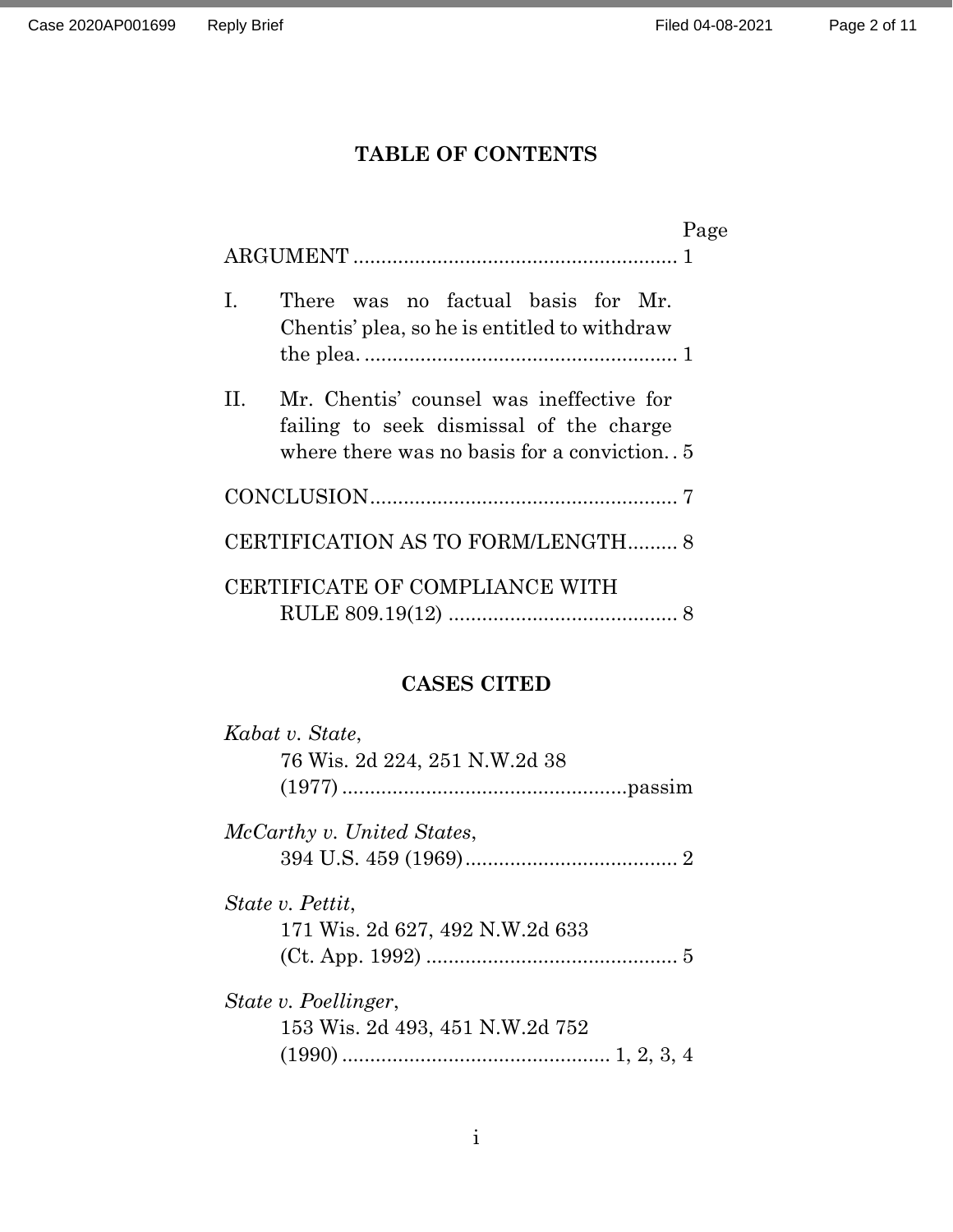## TABLE OF CONTENTS

Page

ARGUMENT ........................................................ 1

I. There was no factual basis for Mr. Chentis' plea, so he is entitled to withdraw the plea. ........................................................ 1

II. Mr. Chentis' counsel was ineffective for failing to seek dismissal of the charge where there was no basis for a conviction. . 5

CONCLUSION...................................................... 7

CERTIFICATION AS TO FORM/LENGTH......... 8

CERTIFICATE OF COMPLIANCE WITH RULE 809.19(12) ......................................... 8

## CASES CITED

*Kabat v. State*, 76 Wis. 2d 224, 251 N.W.2d 38 (1977) ..................................................passim

*McCarthy v. United States*, 394 U.S. 459 (1969)...................................... 2

*State v. Pettit*, 171 Wis. 2d 627, 492 N.W.2d 633 (Ct. App. 1992) ............................................. 5

*State v. Poellinger*, 153 Wis. 2d 493, 451 N.W.2d 752 (1990) ................................................ 1, 2, 3, 4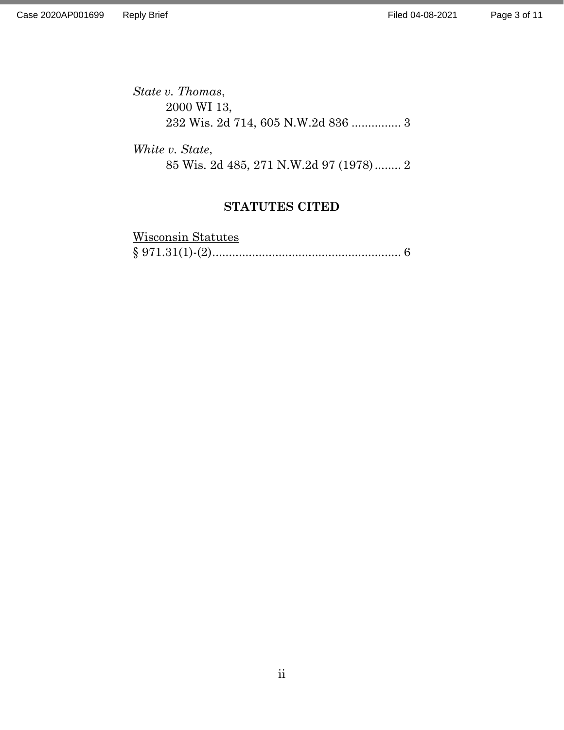*State v. Thomas*,
2000 WI 13,
232 Wis. 2d 714, 605 N.W.2d 836 ............... 3

*White v. State*,
85 Wis. 2d 485, 271 N.W.2d 97 (1978)........ 2

## STATUTES CITED

Wisconsin Statutes
§ 971.31(1)-(2)......................................................... 6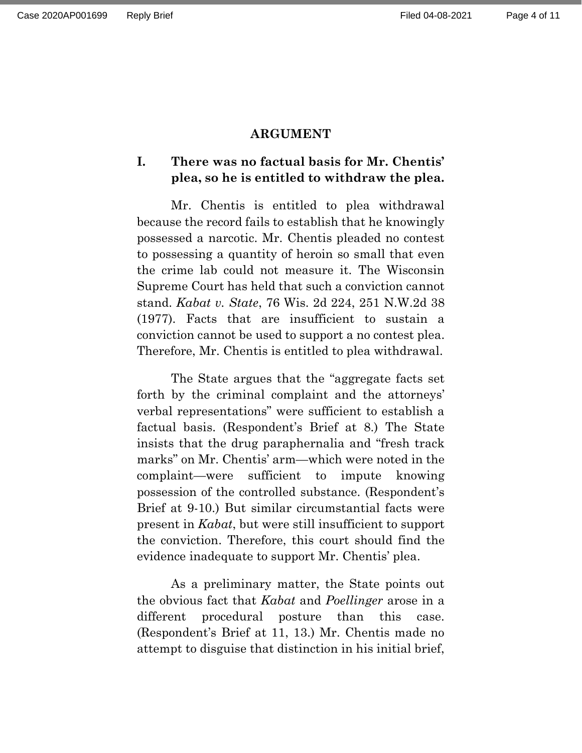## ARGUMENT

### I. There was no factual basis for Mr. Chentis' plea, so he is entitled to withdraw the plea.

Mr. Chentis is entitled to plea withdrawal because the record fails to establish that he knowingly possessed a narcotic. Mr. Chentis pleaded no contest to possessing a quantity of heroin so small that even the crime lab could not measure it. The Wisconsin Supreme Court has held that such a conviction cannot stand. *Kabat v. State*, 76 Wis. 2d 224, 251 N.W.2d 38 (1977). Facts that are insufficient to sustain a conviction cannot be used to support a no contest plea. Therefore, Mr. Chentis is entitled to plea withdrawal.

The State argues that the "aggregate facts set forth by the criminal complaint and the attorneys' verbal representations" were sufficient to establish a factual basis. (Respondent's Brief at 8.) The State insists that the drug paraphernalia and "fresh track marks" on Mr. Chentis' arm—which were noted in the complaint—were sufficient to impute knowing possession of the controlled substance. (Respondent's Brief at 9-10.) But similar circumstantial facts were present in *Kabat*, but were still insufficient to support the conviction. Therefore, this court should find the evidence inadequate to support Mr. Chentis' plea.

As a preliminary matter, the State points out the obvious fact that *Kabat* and *Poellinger* arose in a different procedural posture than this case. (Respondent's Brief at 11, 13.) Mr. Chentis made no attempt to disguise that distinction in his initial brief,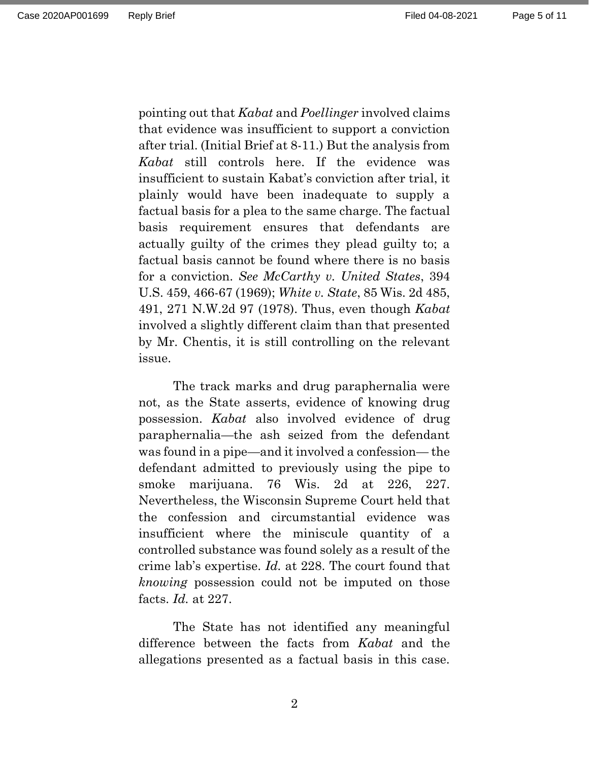pointing out that *Kabat* and *Poellinger* involved claims that evidence was insufficient to support a conviction after trial. (Initial Brief at 8-11.) But the analysis from *Kabat* still controls here. If the evidence was insufficient to sustain Kabat's conviction after trial, it plainly would have been inadequate to supply a factual basis for a plea to the same charge. The factual basis requirement ensures that defendants are actually guilty of the crimes they plead guilty to; a factual basis cannot be found where there is no basis for a conviction. *See McCarthy v. United States*, 394 U.S. 459, 466-67 (1969); *White v. State*, 85 Wis. 2d 485, 491, 271 N.W.2d 97 (1978). Thus, even though *Kabat* involved a slightly different claim than that presented by Mr. Chentis, it is still controlling on the relevant issue.

The track marks and drug paraphernalia were not, as the State asserts, evidence of knowing drug possession. *Kabat* also involved evidence of drug paraphernalia—the ash seized from the defendant was found in a pipe—and it involved a confession— the defendant admitted to previously using the pipe to smoke marijuana. 76 Wis. 2d at 226, 227. Nevertheless, the Wisconsin Supreme Court held that the confession and circumstantial evidence was insufficient where the miniscule quantity of a controlled substance was found solely as a result of the crime lab's expertise. *Id.* at 228. The court found that *knowing* possession could not be imputed on those facts. *Id.* at 227.

The State has not identified any meaningful difference between the facts from *Kabat* and the allegations presented as a factual basis in this case.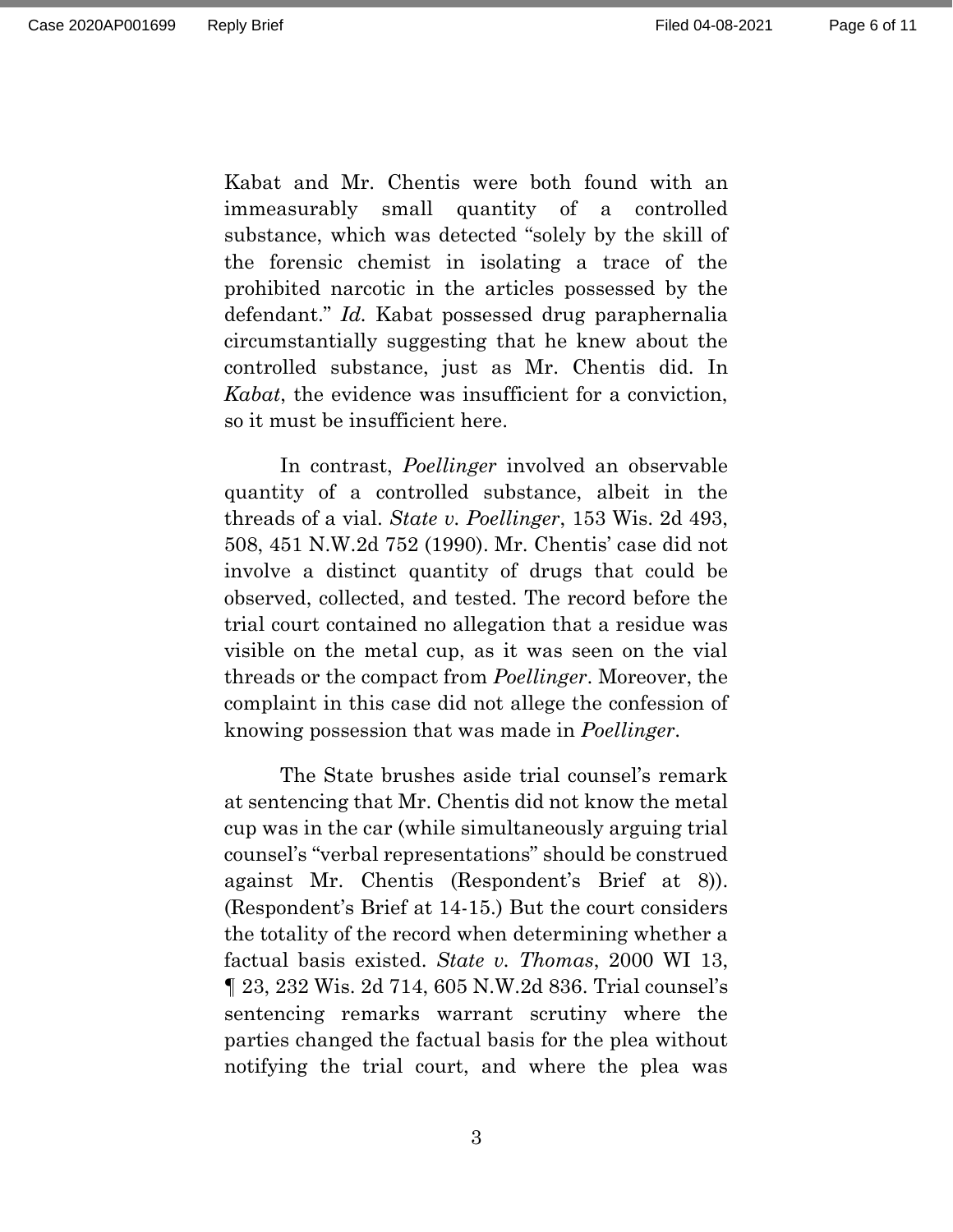Kabat and Mr. Chentis were both found with an immeasurably small quantity of a controlled substance, which was detected "solely by the skill of the forensic chemist in isolating a trace of the prohibited narcotic in the articles possessed by the defendant." *Id.* Kabat possessed drug paraphernalia circumstantially suggesting that he knew about the controlled substance, just as Mr. Chentis did. In *Kabat*, the evidence was insufficient for a conviction, so it must be insufficient here.

In contrast, *Poellinger* involved an observable quantity of a controlled substance, albeit in the threads of a vial. *State v. Poellinger*, 153 Wis. 2d 493, 508, 451 N.W.2d 752 (1990). Mr. Chentis' case did not involve a distinct quantity of drugs that could be observed, collected, and tested. The record before the trial court contained no allegation that a residue was visible on the metal cup, as it was seen on the vial threads or the compact from *Poellinger*. Moreover, the complaint in this case did not allege the confession of knowing possession that was made in *Poellinger*.

The State brushes aside trial counsel's remark at sentencing that Mr. Chentis did not know the metal cup was in the car (while simultaneously arguing trial counsel's "verbal representations" should be construed against Mr. Chentis (Respondent's Brief at 8)). (Respondent's Brief at 14-15.) But the court considers the totality of the record when determining whether a factual basis existed. *State v. Thomas*, 2000 WI 13, ¶ 23, 232 Wis. 2d 714, 605 N.W.2d 836. Trial counsel's sentencing remarks warrant scrutiny where the parties changed the factual basis for the plea without notifying the trial court, and where the plea was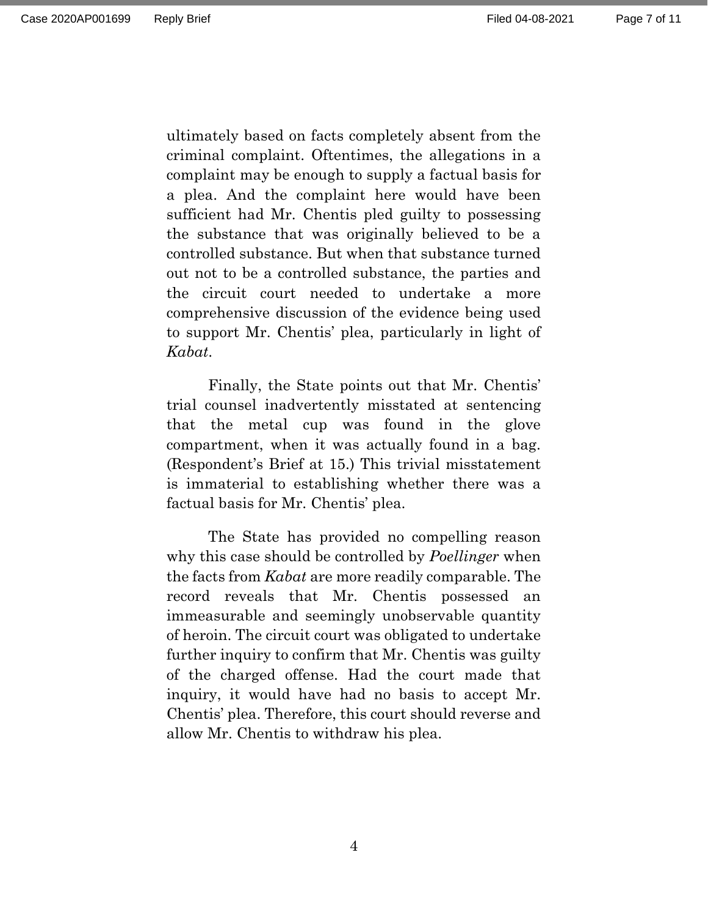ultimately based on facts completely absent from the criminal complaint. Oftentimes, the allegations in a complaint may be enough to supply a factual basis for a plea. And the complaint here would have been sufficient had Mr. Chentis pled guilty to possessing the substance that was originally believed to be a controlled substance. But when that substance turned out not to be a controlled substance, the parties and the circuit court needed to undertake a more comprehensive discussion of the evidence being used to support Mr. Chentis' plea, particularly in light of *Kabat*.

Finally, the State points out that Mr. Chentis' trial counsel inadvertently misstated at sentencing that the metal cup was found in the glove compartment, when it was actually found in a bag. (Respondent's Brief at 15.) This trivial misstatement is immaterial to establishing whether there was a factual basis for Mr. Chentis' plea.

The State has provided no compelling reason why this case should be controlled by *Poellinger* when the facts from *Kabat* are more readily comparable. The record reveals that Mr. Chentis possessed an immeasurable and seemingly unobservable quantity of heroin. The circuit court was obligated to undertake further inquiry to confirm that Mr. Chentis was guilty of the charged offense. Had the court made that inquiry, it would have had no basis to accept Mr. Chentis' plea. Therefore, this court should reverse and allow Mr. Chentis to withdraw his plea.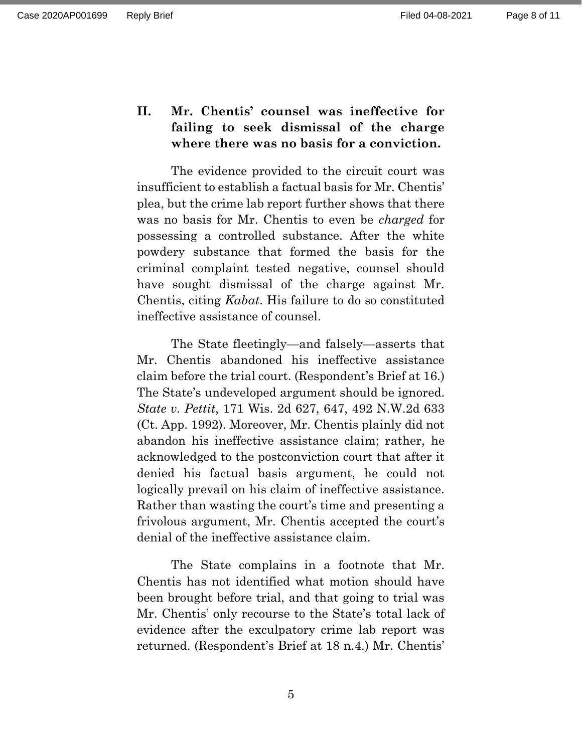## II. Mr. Chentis' counsel was ineffective for failing to seek dismissal of the charge where there was no basis for a conviction.

The evidence provided to the circuit court was insufficient to establish a factual basis for Mr. Chentis' plea, but the crime lab report further shows that there was no basis for Mr. Chentis to even be *charged* for possessing a controlled substance. After the white powdery substance that formed the basis for the criminal complaint tested negative, counsel should have sought dismissal of the charge against Mr. Chentis, citing *Kabat*. His failure to do so constituted ineffective assistance of counsel.

The State fleetingly—and falsely—asserts that Mr. Chentis abandoned his ineffective assistance claim before the trial court. (Respondent's Brief at 16.) The State's undeveloped argument should be ignored. *State v. Pettit*, 171 Wis. 2d 627, 647, 492 N.W.2d 633 (Ct. App. 1992). Moreover, Mr. Chentis plainly did not abandon his ineffective assistance claim; rather, he acknowledged to the postconviction court that after it denied his factual basis argument, he could not logically prevail on his claim of ineffective assistance. Rather than wasting the court's time and presenting a frivolous argument, Mr. Chentis accepted the court's denial of the ineffective assistance claim.

The State complains in a footnote that Mr. Chentis has not identified what motion should have been brought before trial, and that going to trial was Mr. Chentis' only recourse to the State's total lack of evidence after the exculpatory crime lab report was returned. (Respondent's Brief at 18 n.4.) Mr. Chentis'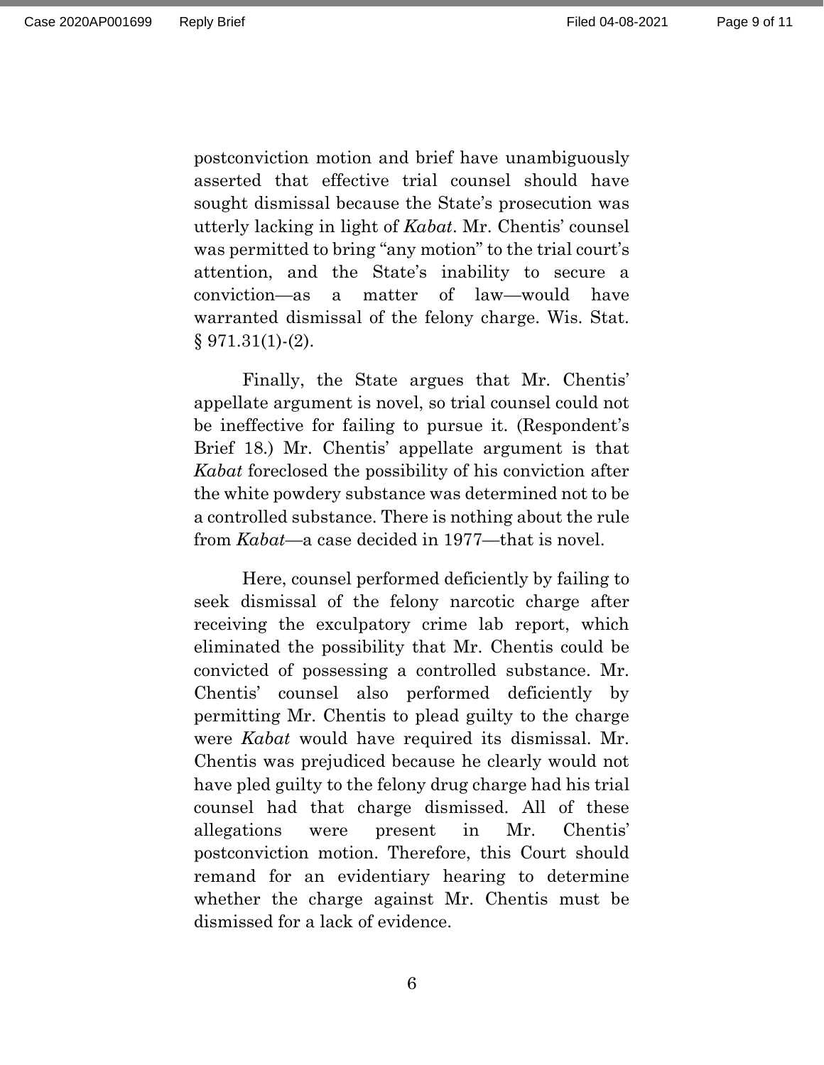postconviction motion and brief have unambiguously asserted that effective trial counsel should have sought dismissal because the State's prosecution was utterly lacking in light of *Kabat*. Mr. Chentis' counsel was permitted to bring "any motion" to the trial court's attention, and the State's inability to secure a conviction—as a matter of law—would have warranted dismissal of the felony charge. Wis. Stat. § 971.31(1)-(2).

Finally, the State argues that Mr. Chentis' appellate argument is novel, so trial counsel could not be ineffective for failing to pursue it. (Respondent's Brief 18.) Mr. Chentis' appellate argument is that *Kabat* foreclosed the possibility of his conviction after the white powdery substance was determined not to be a controlled substance. There is nothing about the rule from *Kabat*—a case decided in 1977—that is novel.

Here, counsel performed deficiently by failing to seek dismissal of the felony narcotic charge after receiving the exculpatory crime lab report, which eliminated the possibility that Mr. Chentis could be convicted of possessing a controlled substance. Mr. Chentis' counsel also performed deficiently by permitting Mr. Chentis to plead guilty to the charge were *Kabat* would have required its dismissal. Mr. Chentis was prejudiced because he clearly would not have pled guilty to the felony drug charge had his trial counsel had that charge dismissed. All of these allegations were present in Mr. Chentis' postconviction motion. Therefore, this Court should remand for an evidentiary hearing to determine whether the charge against Mr. Chentis must be dismissed for a lack of evidence.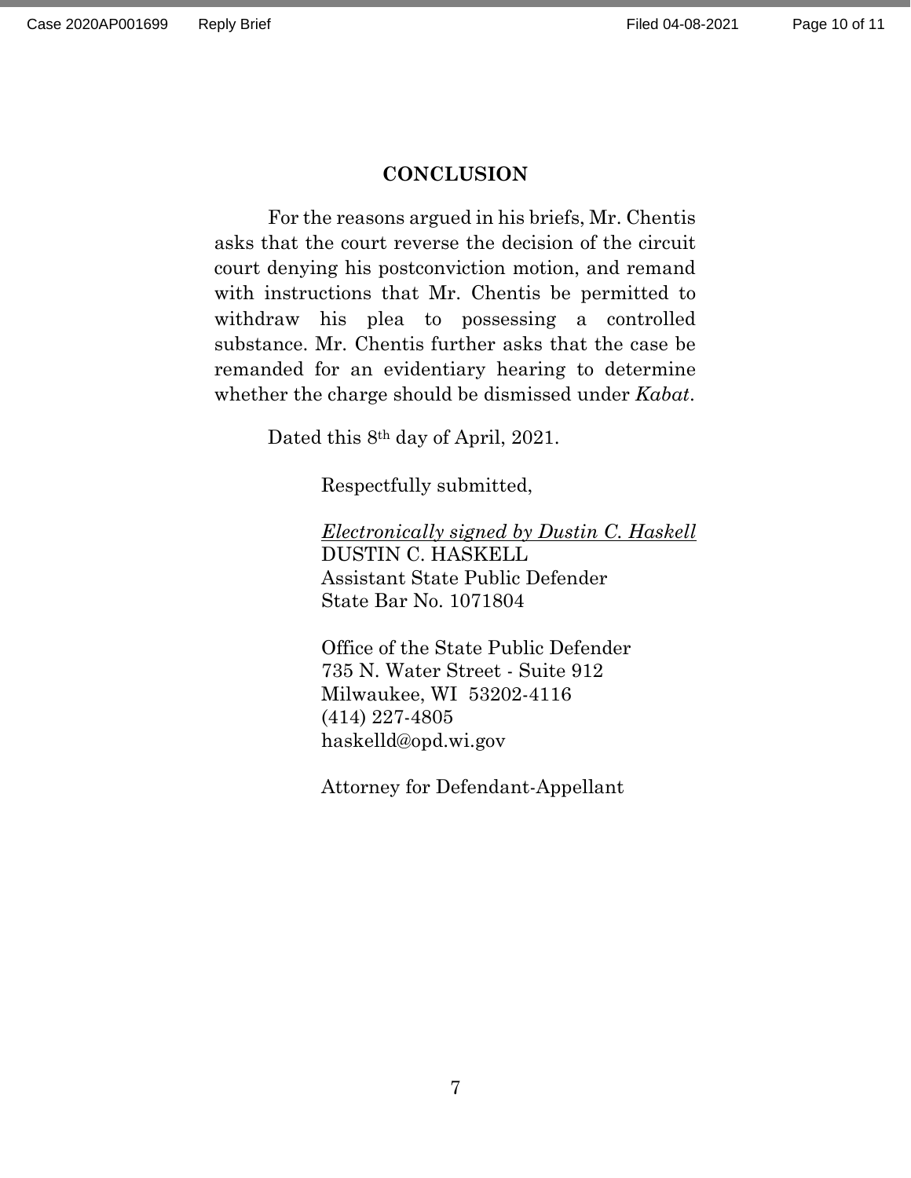## CONCLUSION

For the reasons argued in his briefs, Mr. Chentis asks that the court reverse the decision of the circuit court denying his postconviction motion, and remand with instructions that Mr. Chentis be permitted to withdraw his plea to possessing a controlled substance. Mr. Chentis further asks that the case be remanded for an evidentiary hearing to determine whether the charge should be dismissed under *Kabat*.

Dated this 8th day of April, 2021.

Respectfully submitted,

*Electronically signed by Dustin C. Haskell*
DUSTIN C. HASKELL
Assistant State Public Defender
State Bar No. 1071804

Office of the State Public Defender
735 N. Water Street - Suite 912
Milwaukee, WI 53202-4116
(414) 227-4805
haskelld@opd.wi.gov

Attorney for Defendant-Appellant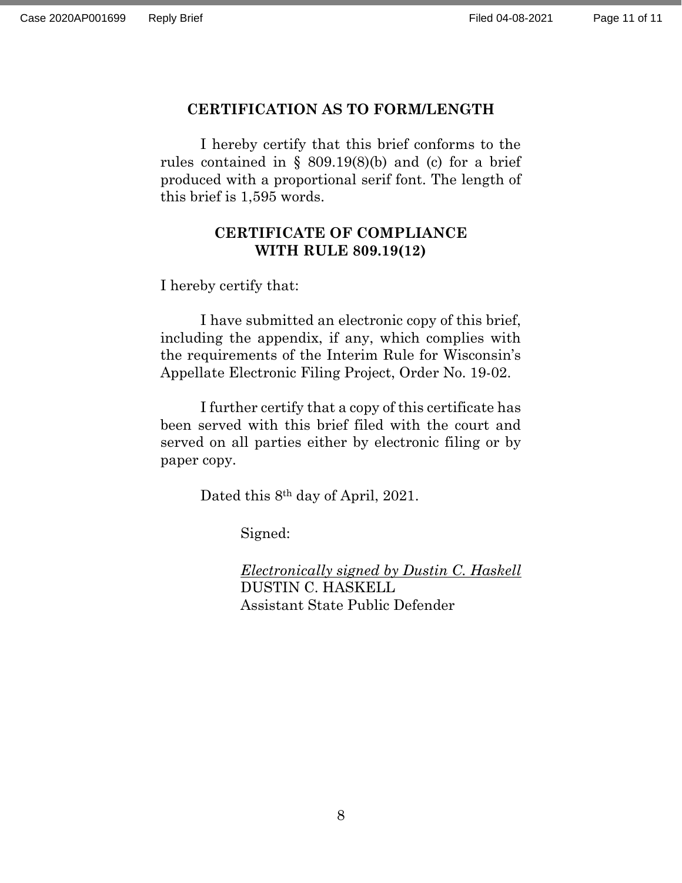## CERTIFICATION AS TO FORM/LENGTH

I hereby certify that this brief conforms to the rules contained in § 809.19(8)(b) and (c) for a brief produced with a proportional serif font. The length of this brief is 1,595 words.

## CERTIFICATE OF COMPLIANCE WITH RULE 809.19(12)

I hereby certify that:

I have submitted an electronic copy of this brief, including the appendix, if any, which complies with the requirements of the Interim Rule for Wisconsin's Appellate Electronic Filing Project, Order No. 19-02.

I further certify that a copy of this certificate has been served with this brief filed with the court and served on all parties either by electronic filing or by paper copy.

Dated this 8th day of April, 2021.

Signed:

*Electronically signed by Dustin C. Haskell*
DUSTIN C. HASKELL
Assistant State Public Defender